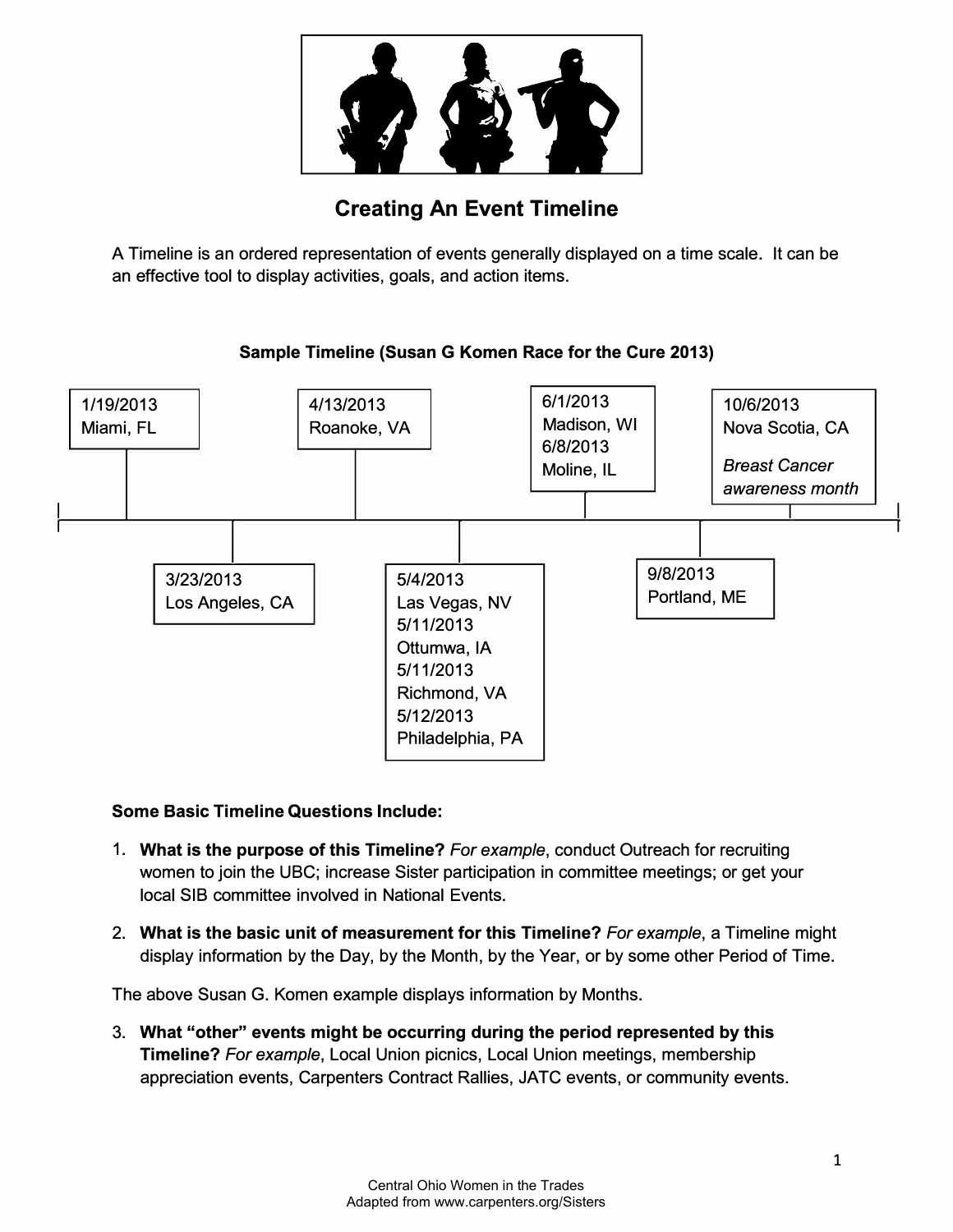# Creating An Event Timeline

A Timeline is an ordered representation of events generally displayed on a time scale. It can be an effective tool to display activities, goals, and action items.

**Sample Timeline (Susan G Komen Race for the Cure 2013)**

1/19/2013
Miami, FL

3/23/2013
Los Angeles, CA

4/13/2013
Roanoke, VA

5/4/2013
Las Vegas, NV
5/11/2013
Ottumwa, IA
5/11/2013
Richmond, VA
5/12/2013
Philadelphia, PA

6/1/2013
Madison, WI
6/8/2013
Moline, IL

9/8/2013
Portland, ME

10/6/2013
Nova Scotia, CA
*Breast Cancer awareness month*

**Some Basic Timeline Questions Include:**

1. **What is the purpose of this Timeline?** *For example*, conduct Outreach for recruiting women to join the UBC; increase Sister participation in committee meetings; or get your local SIB committee involved in National Events.

2. **What is the basic unit of measurement for this Timeline?** *For example*, a Timeline might display information by the Day, by the Month, by the Year, or by some other Period of Time.

The above Susan G. Komen example displays information by Months.

3. **What "other" events might be occurring during the period represented by this Timeline?** *For example*, Local Union picnics, Local Union meetings, membership appreciation events, Carpenters Contract Rallies, JATC events, or community events.

Central Ohio Women in the Trades
Adapted from www.carpenters.org/Sisters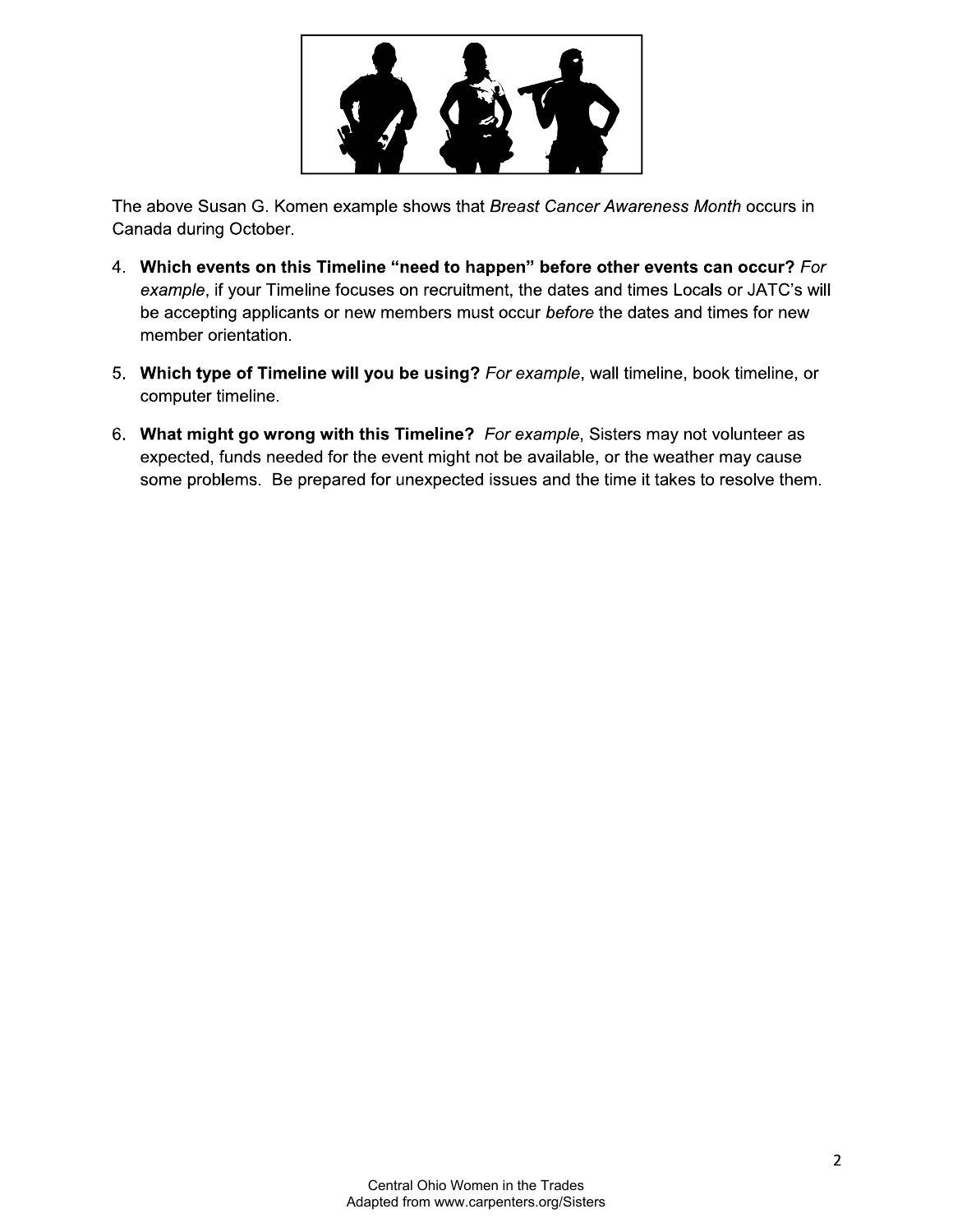The above Susan G. Komen example shows that *Breast Cancer Awareness Month* occurs in Canada during October.

4. **Which events on this Timeline "need to happen" before other events can occur?** *For example*, if your Timeline focuses on recruitment, the dates and times Locals or JATC's will be accepting applicants or new members must occur *before* the dates and times for new member orientation.

5. **Which type of Timeline will you be using?** *For example*, wall timeline, book timeline, or computer timeline.

6. **What might go wrong with this Timeline?** *For example*, Sisters may not volunteer as expected, funds needed for the event might not be available, or the weather may cause some problems. Be prepared for unexpected issues and the time it takes to resolve them.

Central Ohio Women in the Trades
Adapted from www.carpenters.org/Sisters